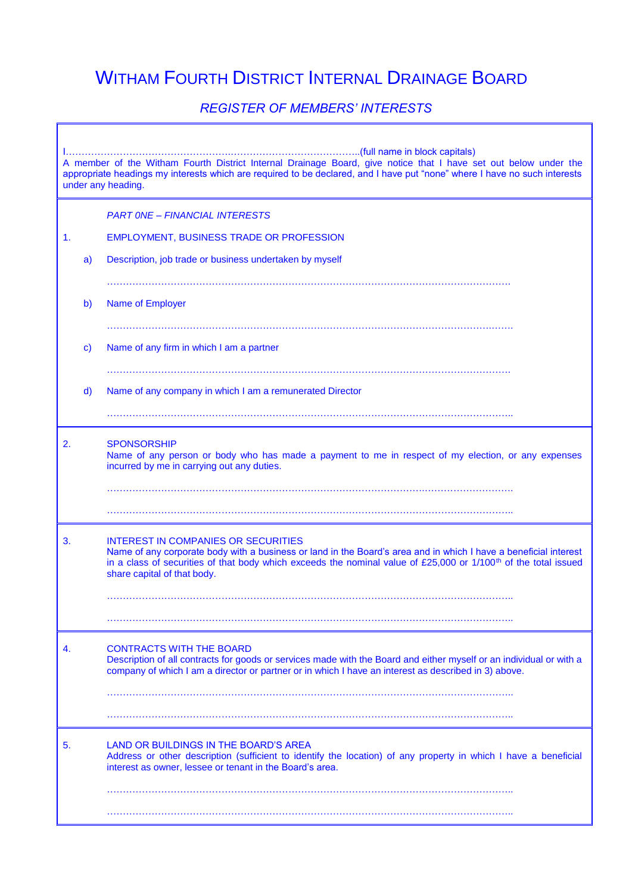# WITHAM FOURTH DISTRICT INTERNAL DRAINAGE BOARD

## *REGISTER OF MEMBERS' INTERESTS*

I………………………………………….………………………………..(full name in block capitals)
A member of the Witham Fourth District Internal Drainage Board, give notice that I have set out below under the appropriate headings my interests which are required to be declared, and I have put "none" where I have no such interests under any heading.

*PART ONE – FINANCIAL INTERESTS*

1. EMPLOYMENT, BUSINESS TRADE OR PROFESSION

   a) Description, job trade or business undertaken by myself

   ………………………………………………………………………………………………………

   b) Name of Employer

   ………………………………………………………………………………………………………

   c) Name of any firm in which I am a partner

   ………………………………………………………………………………………………………

   d) Name of any company in which I am a remunerated Director

   ………………………………………………………………………………………………………

2. SPONSORSHIP
   Name of any person or body who has made a payment to me in respect of my election, or any expenses incurred by me in carrying out any duties.

   ………………………………………………………………………………………………………

   ………………………………………………………………………………………………………

3. INTEREST IN COMPANIES OR SECURITIES
   Name of any corporate body with a business or land in the Board's area and in which I have a beneficial interest in a class of securities of that body which exceeds the nominal value of £25,000 or 1/100th of the total issued share capital of that body.

   ………………………………………………………………………………………………………

   ………………………………………………………………………………………………………

4. CONTRACTS WITH THE BOARD
   Description of all contracts for goods or services made with the Board and either myself or an individual or with a company of which I am a director or partner or in which I have an interest as described in 3) above.

   ………………………………………………………………………………………………………

   ………………………………………………………………………………………………………

5. LAND OR BUILDINGS IN THE BOARD'S AREA
   Address or other description (sufficient to identify the location) of any property in which I have a beneficial interest as owner, lessee or tenant in the Board's area.

   ………………………………………………………………………………………………………

   ………………………………………………………………………………………………………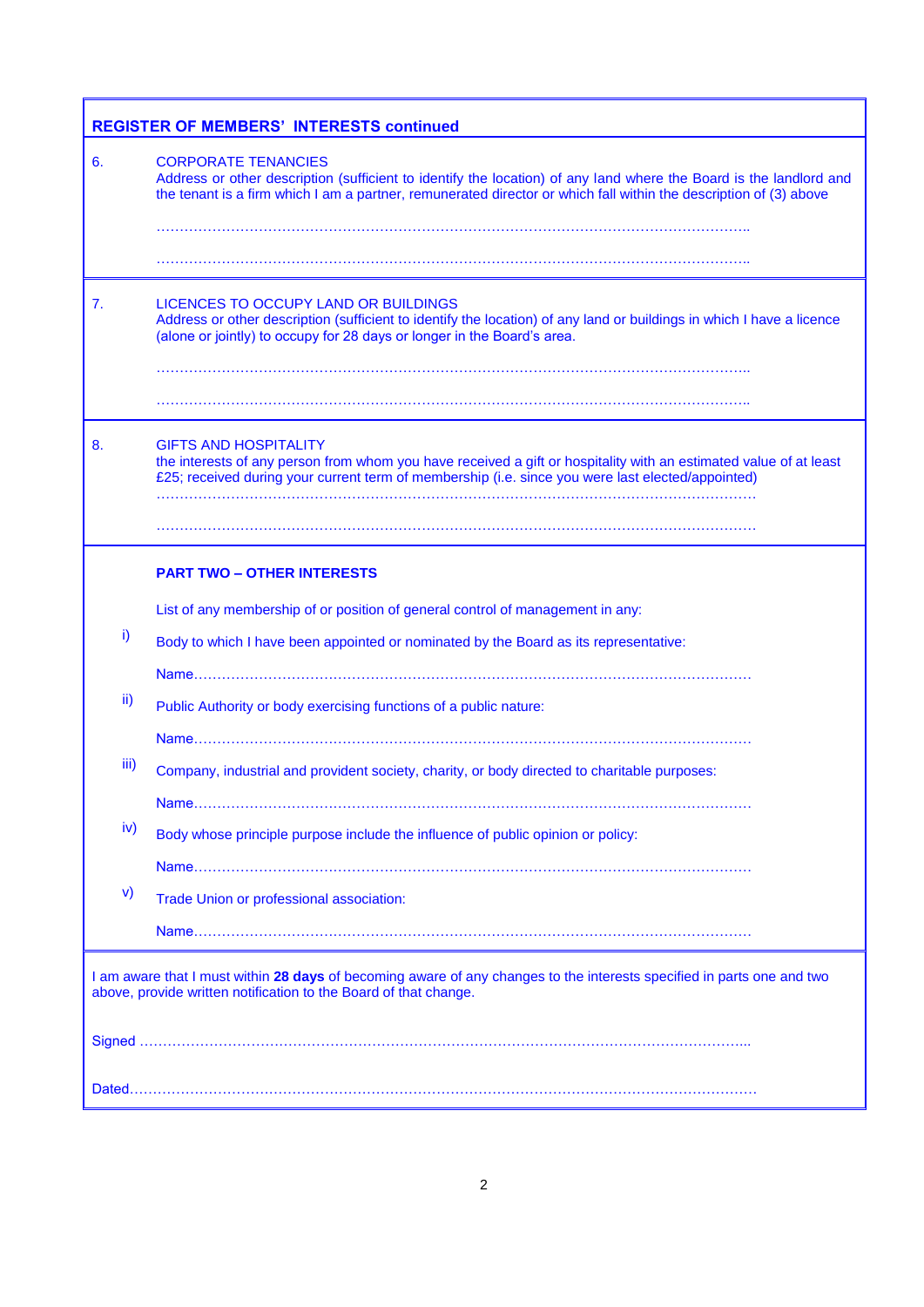## REGISTER OF MEMBERS' INTERESTS continued

**6.** CORPORATE TENANCIES

Address or other description (sufficient to identify the location) of any land where the Board is the landlord and the tenant is a firm which I am a partner, remunerated director or which fall within the description of (3) above

…………………………………………………………………………………………………………………..

…………………………………………………………………………………………………………………..

**7.** LICENCES TO OCCUPY LAND OR BUILDINGS

Address or other description (sufficient to identify the location) of any land or buildings in which I have a licence (alone or jointly) to occupy for 28 days or longer in the Board's area.

…………………………………………………………………………………………………………………..

…………………………………………………………………………………………………………………..

**8.** GIFTS AND HOSPITALITY

the interests of any person from whom you have received a gift or hospitality with an estimated value of at least £25; received during your current term of membership (i.e. since you were last elected/appointed)

……………………………………………………………………………………………………………………

……………………………………………………………………………………………………………………

### PART TWO – OTHER INTERESTS

List of any membership of or position of general control of management in any:

i) Body to which I have been appointed or nominated by the Board as its representative:

Name…………………………………………………………………………………………………………

ii) Public Authority or body exercising functions of a public nature:

Name…………………………………………………………………………………………………………

iii) Company, industrial and provident society, charity, or body directed to charitable purposes:

Name…………………………………………………………………………………………………………

iv) Body whose principle purpose include the influence of public opinion or policy:

Name…………………………………………………………………………………………………………

v) Trade Union or professional association:

Name…………………………………………………………………………………………………………

I am aware that I must within **28 days** of becoming aware of any changes to the interests specified in parts one and two above, provide written notification to the Board of that change.

Signed ……………………………………………………………………………………………………………...

Dated………………………………………………………………………………………………………………